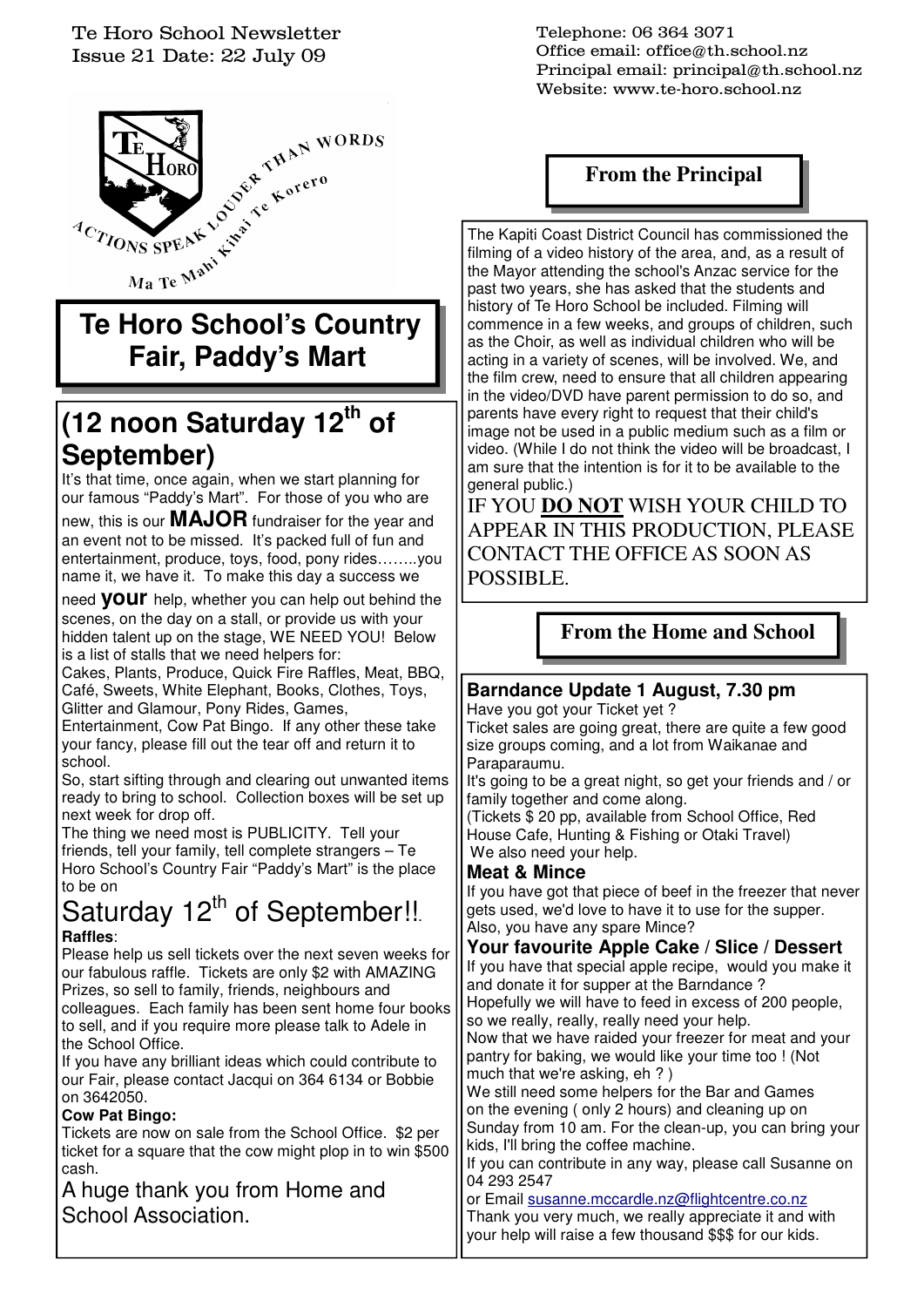Te Horo School Newsletter
Issue 21 Date: 22 July 09

Telephone: 06 364 3071
Office email: office@th.school.nz
Principal email: principal@th.school.nz
Website: www.te-horo.school.nz

ACTIONS SPEAK LOUDER THAN WORDS
Ma Te Mahi Kihai Te Korero

# Te Horo School's Country Fair, Paddy's Mart

## (12 noon Saturday 12th of September)

It's that time, once again, when we start planning for our famous "Paddy's Mart". For those of you who are new, this is our **MAJOR** fundraiser for the year and an event not to be missed. It's packed full of fun and entertainment, produce, toys, food, pony rides……..you name it, we have it. To make this day a success we need **your** help, whether you can help out behind the scenes, on the day on a stall, or provide us with your hidden talent up on the stage, WE NEED YOU! Below is a list of stalls that we need helpers for:

Cakes, Plants, Produce, Quick Fire Raffles, Meat, BBQ, Café, Sweets, White Elephant, Books, Clothes, Toys, Glitter and Glamour, Pony Rides, Games, Entertainment, Cow Pat Bingo. If any other these take your fancy, please fill out the tear off and return it to school.

So, start sifting through and clearing out unwanted items ready to bring to school. Collection boxes will be set up next week for drop off.

The thing we need most is PUBLICITY. Tell your friends, tell your family, tell complete strangers – Te Horo School's Country Fair "Paddy's Mart" is the place to be on

Saturday 12th of September!!.

**Raffles**:

Please help us sell tickets over the next seven weeks for our fabulous raffle. Tickets are only $2 with AMAZING Prizes, so sell to family, friends, neighbours and colleagues. Each family has been sent home four books to sell, and if you require more please talk to Adele in the School Office.

If you have any brilliant ideas which could contribute to our Fair, please contact Jacqui on 364 6134 or Bobbie on 3642050.

**Cow Pat Bingo:**

Tickets are now on sale from the School Office. $2 per ticket for a square that the cow might plop in to win $500 cash.

A huge thank you from Home and School Association.

## From the Principal

The Kapiti Coast District Council has commissioned the filming of a video history of the area, and, as a result of the Mayor attending the school's Anzac service for the past two years, she has asked that the students and history of Te Horo School be included. Filming will commence in a few weeks, and groups of children, such as the Choir, as well as individual children who will be acting in a variety of scenes, will be involved. We, and the film crew, need to ensure that all children appearing in the video/DVD have parent permission to do so, and parents have every right to request that their child's image not be used in a public medium such as a film or video. (While I do not think the video will be broadcast, I am sure that the intention is for it to be available to the general public.)

IF YOU **DO NOT** WISH YOUR CHILD TO APPEAR IN THIS PRODUCTION, PLEASE CONTACT THE OFFICE AS SOON AS POSSIBLE.

## From the Home and School

### Barndance Update 1 August, 7.30 pm

Have you got your Ticket yet ?

Ticket sales are going great, there are quite a few good size groups coming, and a lot from Waikanae and Paraparaumu.

It's going to be a great night, so get your friends and / or family together and come along.

(Tickets $ 20 pp, available from School Office, Red House Cafe, Hunting & Fishing or Otaki Travel)

We also need your help.

### Meat & Mince

If you have got that piece of beef in the freezer that never gets used, we'd love to have it to use for the supper. Also, you have any spare Mince?

### Your favourite Apple Cake / Slice / Dessert

If you have that special apple recipe, would you make it and donate it for supper at the Barndance ?

Hopefully we will have to feed in excess of 200 people, so we really, really, really need your help.

Now that we have raided your freezer for meat and your pantry for baking, we would like your time too ! (Not much that we're asking, eh ? )

We still need some helpers for the Bar and Games on the evening ( only 2 hours) and cleaning up on Sunday from 10 am. For the clean-up, you can bring your kids, I'll bring the coffee machine.

If you can contribute in any way, please call Susanne on 04 293 2547

or Email susanne.mccardle.nz@flightcentre.co.nz

Thank you very much, we really appreciate it and with your help will raise a few thousand $$$ for our kids.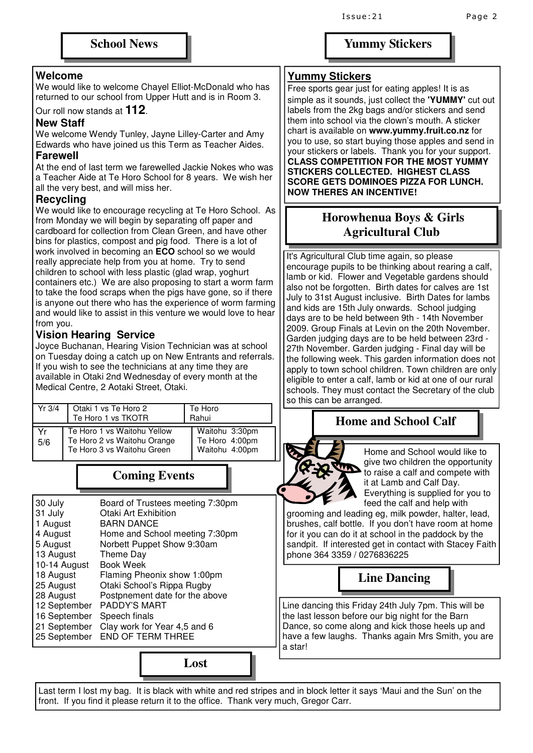## School News

### Welcome

We would like to welcome Chayel Elliot-McDonald who has returned to our school from Upper Hutt and is in Room 3.

Our roll now stands at **112**.

### New Staff

We welcome Wendy Tunley, Jayne Lilley-Carter and Amy Edwards who have joined us this Term as Teacher Aides.

### Farewell

At the end of last term we farewelled Jackie Nokes who was a Teacher Aide at Te Horo School for 8 years. We wish her all the very best, and will miss her.

### Recycling

We would like to encourage recycling at Te Horo School. As from Monday we will begin by separating off paper and cardboard for collection from Clean Green, and have other bins for plastics, compost and pig food. There is a lot of work involved in becoming an **ECO** school so we would really appreciate help from you at home. Try to send children to school with less plastic (glad wrap, yoghurt containers etc.) We are also proposing to start a worm farm to take the food scraps when the pigs have gone, so if there is anyone out there who has the experience of worm farming and would like to assist in this venture we would love to hear from you.

### Vision Hearing Service

Joyce Buchanan, Hearing Vision Technician was at school on Tuesday doing a catch up on New Entrants and referrals. If you wish to see the technicians at any time they are available in Otaki 2nd Wednesday of every month at the Medical Centre, 2 Aotaki Street, Otaki.

| Yr 3/4 | Otaki 1 vs Te Horo 2<br>Te Horo 1 vs TKOTR | Te Horo<br>Rahui |
|---|---|---|
| Yr 5/6 | Te Horo 1 vs Waitohu Yellow<br>Te Horo 2 vs Waitohu Orange<br>Te Horo 3 vs Waitohu Green | Waitohu 3:30pm<br>Te Horo 4:00pm<br>Waitohu 4:00pm |

## Coming Events

| | |
|---|---|
| 30 July | Board of Trustees meeting 7:30pm |
| 31 July | Otaki Art Exhibition |
| 1 August | BARN DANCE |
| 4 August | Home and School meeting 7:30pm |
| 5 August | Norbett Puppet Show 9:30am |
| 13 August | Theme Day |
| 10-14 August | Book Week |
| 18 August | Flaming Pheonix show 1:00pm |
| 25 August | Otaki School's Rippa Rugby |
| 28 August | Postpnement date for the above |
| 12 September | PADDY'S MART |
| 16 September | Speech finals |
| 21 September | Clay work for Year 4,5 and 6 |
| 25 September | END OF TERM THREE |

## Lost

Last term I lost my bag. It is black with white and red stripes and in block letter it says 'Maui and the Sun' on the front. If you find it please return it to the office. Thank very much, Gregor Carr.

## Yummy Stickers

### Yummy Stickers

Free sports gear just for eating apples! It is as simple as it sounds, just collect the **'YUMMY'** cut out labels from the 2kg bags and/or stickers and send them into school via the clown's mouth. A sticker chart is available on **www.yummy.fruit.co.nz** for you to use, so start buying those apples and send in your stickers or labels. Thank you for your support. **CLASS COMPETITION FOR THE MOST YUMMY STICKERS COLLECTED. HIGHEST CLASS SCORE GETS DOMINOES PIZZA FOR LUNCH. NOW THERES AN INCENTIVE!**

## Horowhenua Boys & Girls Agricultural Club

It's Agricultural Club time again, so please encourage pupils to be thinking about rearing a calf, lamb or kid. Flower and Vegetable gardens should also not be forgotten. Birth dates for calves are 1st July to 31st August inclusive. Birth Dates for lambs and kids are 15th July onwards. School judging days are to be held between 9th - 14th November 2009. Group Finals at Levin on the 20th November. Garden judging days are to be held between 23rd - 27th November. Garden judging - Final day will be the following week. This garden information does not apply to town school children. Town children are only eligible to enter a calf, lamb or kid at one of our rural schools. They must contact the Secretary of the club so this can be arranged.

## Home and School Calf

Home and School would like to give two children the opportunity to raise a calf and compete with it at Lamb and Calf Day. Everything is supplied for you to feed the calf and help with grooming and leading eg, milk powder, halter, lead, brushes, calf bottle. If you don't have room at home for it you can do it at school in the paddock by the sandpit. If interested get in contact with Stacey Faith phone 364 3359 / 0276836225

## Line Dancing

Line dancing this Friday 24th July 7pm. This will be the last lesson before our big night for the Barn Dance, so come along and kick those heels up and have a few laughs. Thanks again Mrs Smith, you are a star!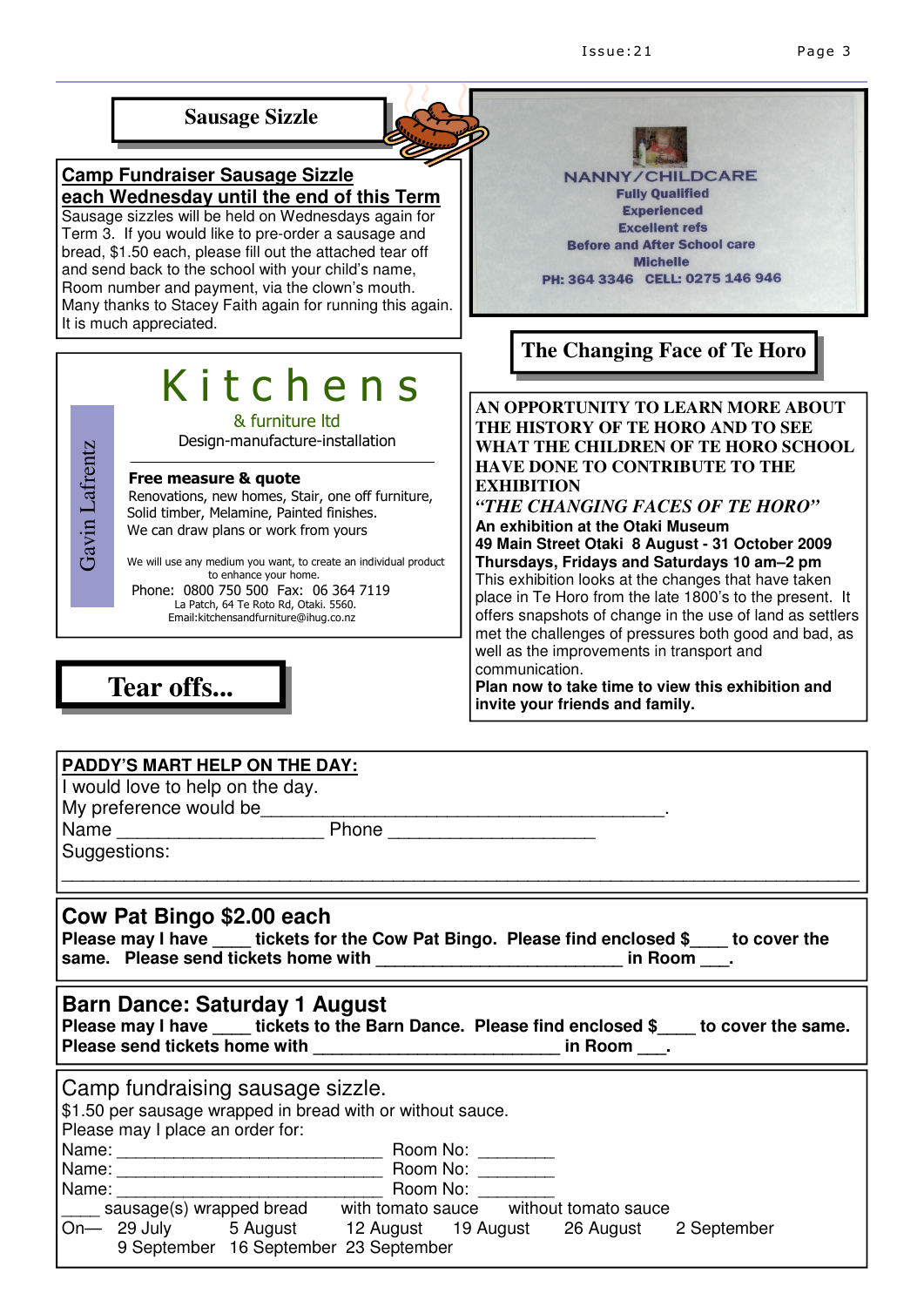## Sausage Sizzle

**Camp Fundraiser Sausage Sizzle each Wednesday until the end of this Term**

Sausage sizzles will be held on Wednesdays again for Term 3. If you would like to pre-order a sausage and bread, $1.50 each, please fill out the attached tear off and send back to the school with your child's name, Room number and payment, via the clown's mouth. Many thanks to Stacey Faith again for running this again. It is much appreciated.

NANNY/CHILDCARE
Fully Qualified
Experienced
Excellent refs
Before and After School care
Michelle
PH: 364 3346 CELL: 0275 146 946

# Kitchens

& furniture ltd

Design-manufacture-installation

Gavin Lafrentz

**Free measure & quote**

Renovations, new homes, Stair, one off furniture,
Solid timber, Melamine, Painted finishes.
We can draw plans or work from yours

We will use any medium you want, to create an individual product to enhance your home.

Phone: 0800 750 500 Fax: 06 364 7119
La Patch, 64 Te Roto Rd, Otaki. 5560.
Email:kitchensandfurniture@ihug.co.nz

## The Changing Face of Te Horo

**AN OPPORTUNITY TO LEARN MORE ABOUT THE HISTORY OF TE HORO AND TO SEE WHAT THE CHILDREN OF TE HORO SCHOOL HAVE DONE TO CONTRIBUTE TO THE EXHIBITION**

***"THE CHANGING FACES OF TE HORO"***

**An exhibition at the Otaki Museum**
**49 Main Street Otaki 8 August - 31 October 2009**
**Thursdays, Fridays and Saturdays 10 am–2 pm**

This exhibition looks at the changes that have taken place in Te Horo from the late 1800's to the present. It offers snapshots of change in the use of land as settlers met the challenges of pressures both good and bad, as well as the improvements in transport and communication.

**Plan now to take time to view this exhibition and invite your friends and family.**

## Tear offs...

**PADDY'S MART HELP ON THE DAY:**

I would love to help on the day.
My preference would be_________________________________________.
Name ____________________ Phone ____________________
Suggestions:
_____________________________________________________________________________

### Cow Pat Bingo $2.00 each

**Please may I have ____ tickets for the Cow Pat Bingo. Please find enclosed $____ to cover the same. Please send tickets home with _________________________ in Room ___.**

### Barn Dance: Saturday 1 August

**Please may I have ____ tickets to the Barn Dance. Please find enclosed $____ to cover the same. Please send tickets home with _________________________ in Room ___.**

### Camp fundraising sausage sizzle.

$1.50 per sausage wrapped in bread with or without sauce.
Please may I place an order for:
Name: ____________________________ Room No: ________
Name: ____________________________ Room No: ________
Name: ____________________________ Room No: ________
____ sausage(s) wrapped bread with tomato sauce without tomato sauce
On— 29 July 5 August 12 August 19 August 26 August 2 September
9 September 16 September 23 September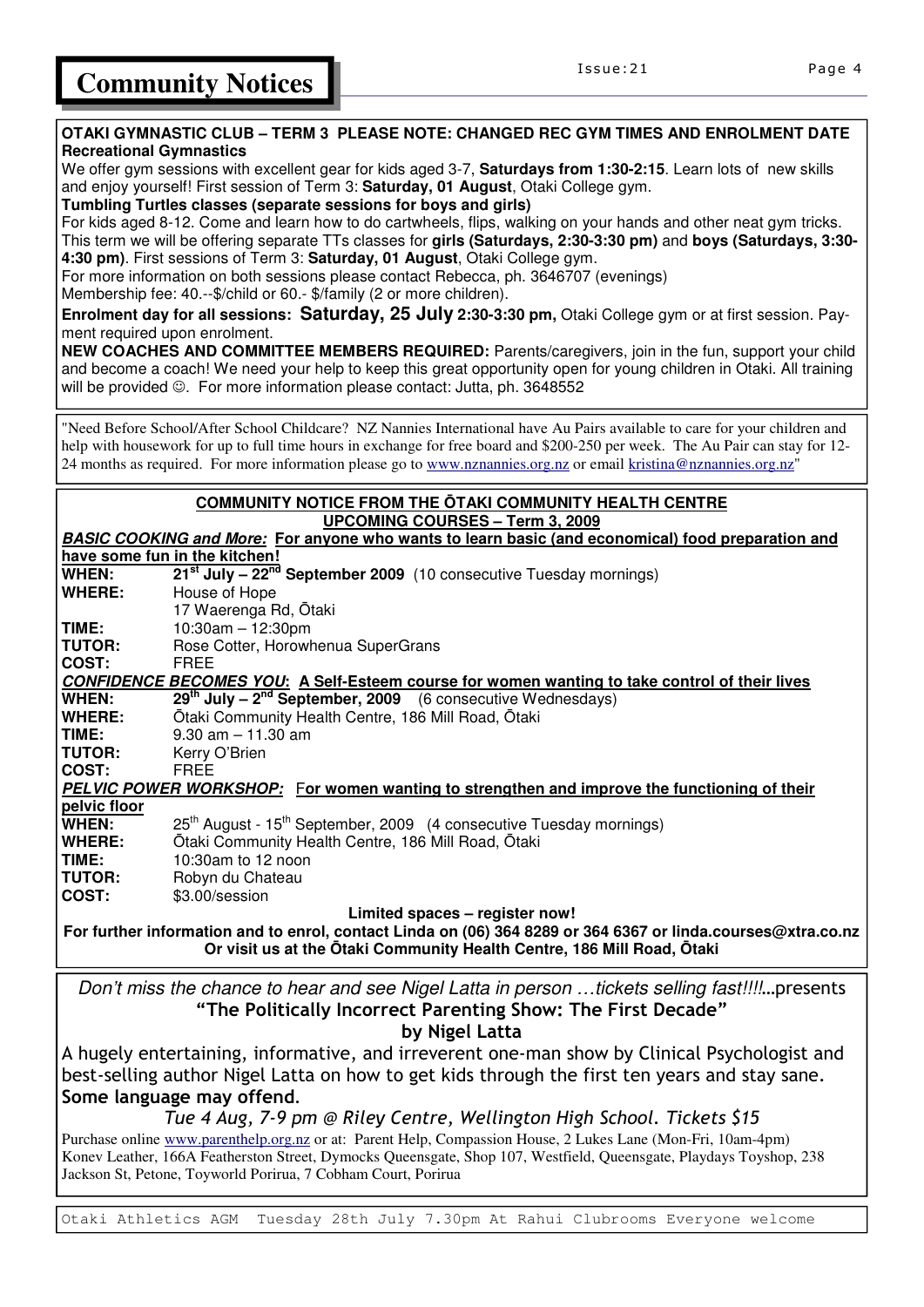# Community Notices

**OTAKI GYMNASTIC CLUB – TERM 3 PLEASE NOTE: CHANGED REC GYM TIMES AND ENROLMENT DATE**
**Recreational Gymnastics**

We offer gym sessions with excellent gear for kids aged 3-7, **Saturdays from 1:30-2:15**. Learn lots of new skills and enjoy yourself! First session of Term 3: **Saturday, 01 August**, Otaki College gym.

**Tumbling Turtles classes (separate sessions for boys and girls)**

For kids aged 8-12. Come and learn how to do cartwheels, flips, walking on your hands and other neat gym tricks. This term we will be offering separate TTs classes for **girls (Saturdays, 2:30-3:30 pm)** and **boys (Saturdays, 3:30-4:30 pm)**. First sessions of Term 3: **Saturday, 01 August**, Otaki College gym.

For more information on both sessions please contact Rebecca, ph. 3646707 (evenings)

Membership fee: 40.--$/child or 60.- $/family (2 or more children).

**Enrolment day for all sessions: Saturday, 25 July 2:30-3:30 pm,** Otaki College gym or at first session. Payment required upon enrolment.

**NEW COACHES AND COMMITTEE MEMBERS REQUIRED:** Parents/caregivers, join in the fun, support your child and become a coach! We need your help to keep this great opportunity open for young children in Otaki. All training will be provided ☺. For more information please contact: Jutta, ph. 3648552

---

"Need Before School/After School Childcare? NZ Nannies International have Au Pairs available to care for your children and help with housework for up to full time hours in exchange for free board and $200-250 per week. The Au Pair can stay for 12-24 months as required. For more information please go to www.nznannies.org.nz or email kristina@nznannies.org.nz"

---

**COMMUNITY NOTICE FROM THE ŌTAKI COMMUNITY HEALTH CENTRE**
**UPCOMING COURSES – Term 3, 2009**

***BASIC COOKING and More:*** **For anyone who wants to learn basic (and economical) food preparation and have some fun in the kitchen!**

**WHEN:** **21st July – 22nd September 2009** (10 consecutive Tuesday mornings)
**WHERE:** House of Hope
17 Waerenga Rd, Ōtaki
**TIME:** 10:30am – 12:30pm
**TUTOR:** Rose Cotter, Horowhenua SuperGrans
**COST:** FREE

***CONFIDENCE BECOMES YOU*****: A Self-Esteem course for women wanting to take control of their lives**

**WHEN:** **29th July – 2nd September, 2009** (6 consecutive Wednesdays)
**WHERE:** Ōtaki Community Health Centre, 186 Mill Road, Ōtaki
**TIME:** 9.30 am – 11.30 am
**TUTOR:** Kerry O'Brien
**COST:** FREE

***PELVIC POWER WORKSHOP:*** **For women wanting to strengthen and improve the functioning of their pelvic floor**

**WHEN:** 25th August - 15th September, 2009 (4 consecutive Tuesday mornings)
**WHERE:** Ōtaki Community Health Centre, 186 Mill Road, Ōtaki
**TIME:** 10:30am to 12 noon
**TUTOR:** Robyn du Chateau
**COST:** $3.00/session

**Limited spaces – register now!**

**For further information and to enrol, contact Linda on (06) 364 8289 or 364 6367 or linda.courses@xtra.co.nz**
**Or visit us at the Ōtaki Community Health Centre, 186 Mill Road, Ōtaki**

---

*Don't miss the chance to hear and see Nigel Latta in person …tickets selling fast!!!!*…presents

**"The Politically Incorrect Parenting Show: The First Decade"**
**by Nigel Latta**

A hugely entertaining, informative, and irreverent one-man show by Clinical Psychologist and best-selling author Nigel Latta on how to get kids through the first ten years and stay sane. **Some language may offend.**

*Tue 4 Aug, 7-9 pm @ Riley Centre, Wellington High School. Tickets $15*

Purchase online www.parenthelp.org.nz or at: Parent Help, Compassion House, 2 Lukes Lane (Mon-Fri, 10am-4pm) Konev Leather, 166A Featherston Street, Dymocks Queensgate, Shop 107, Westfield, Queensgate, Playdays Toyshop, 238 Jackson St, Petone, Toyworld Porirua, 7 Cobham Court, Porirua

---

Otaki Athletics AGM Tuesday 28th July 7.30pm At Rahui Clubrooms Everyone welcome